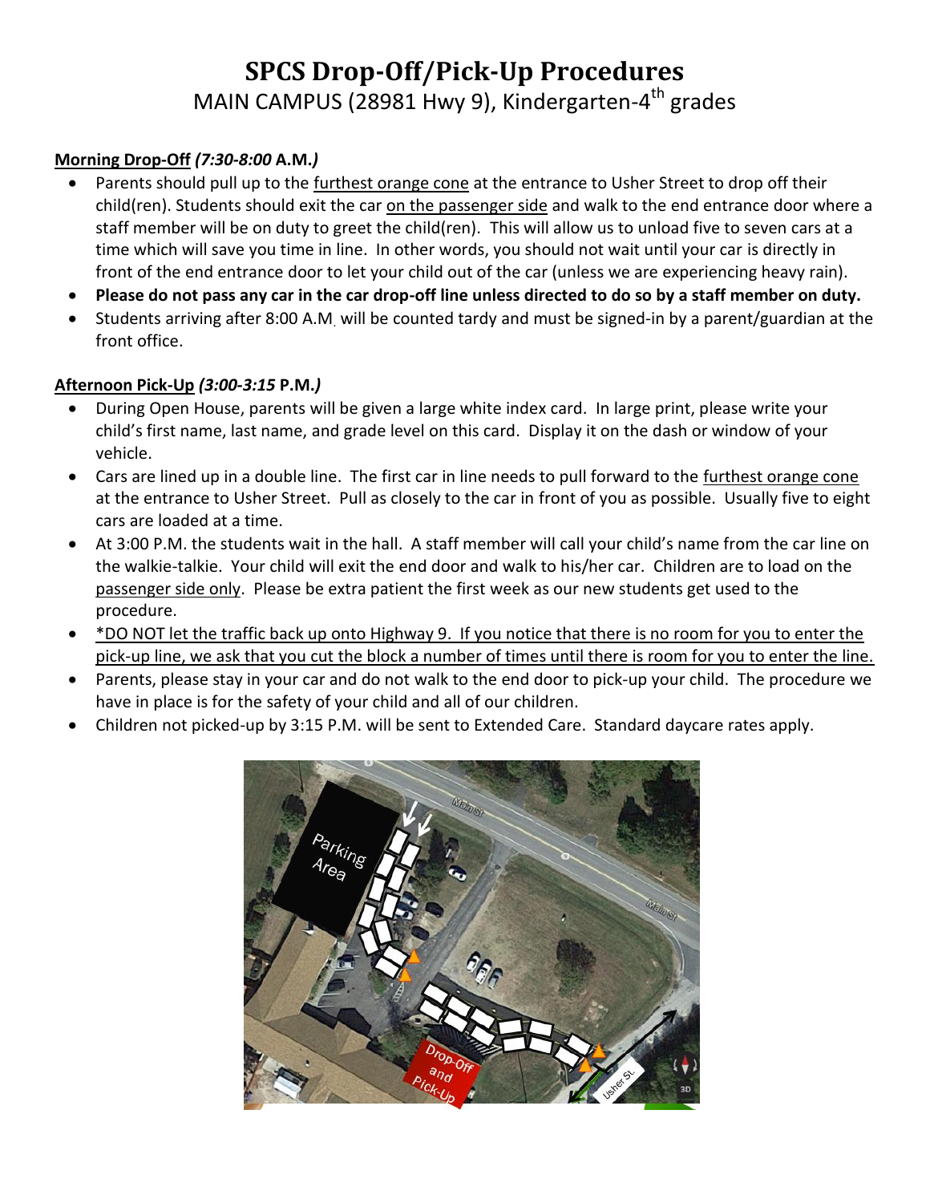# SPCS Drop-Off/Pick-Up Procedures

MAIN CAMPUS (28981 Hwy 9), Kindergarten-4th grades

**Morning Drop-Off** ***(7:30-8:00* A.M.*)***

- Parents should pull up to the furthest orange cone at the entrance to Usher Street to drop off their child(ren). Students should exit the car on the passenger side and walk to the end entrance door where a staff member will be on duty to greet the child(ren). This will allow us to unload five to seven cars at a time which will save you time in line. In other words, you should not wait until your car is directly in front of the end entrance door to let your child out of the car (unless we are experiencing heavy rain).
- **Please do not pass any car in the car drop-off line unless directed to do so by a staff member on duty.**
- Students arriving after 8:00 A.M. will be counted tardy and must be signed-in by a parent/guardian at the front office.

**Afternoon Pick-Up** ***(3:00-3:15* P.M.*)***

- During Open House, parents will be given a large white index card. In large print, please write your child's first name, last name, and grade level on this card. Display it on the dash or window of your vehicle.
- Cars are lined up in a double line. The first car in line needs to pull forward to the furthest orange cone at the entrance to Usher Street. Pull as closely to the car in front of you as possible. Usually five to eight cars are loaded at a time.
- At 3:00 P.M. the students wait in the hall. A staff member will call your child's name from the car line on the walkie-talkie. Your child will exit the end door and walk to his/her car. Children are to load on the passenger side only. Please be extra patient the first week as our new students get used to the procedure.
- *DO NOT let the traffic back up onto Highway 9. If you notice that there is no room for you to enter the pick-up line, we ask that you cut the block a number of times until there is room for you to enter the line.
- Parents, please stay in your car and do not walk to the end door to pick-up your child. The procedure we have in place is for the safety of your child and all of our children.
- Children not picked-up by 3:15 P.M. will be sent to Extended Care. Standard daycare rates apply.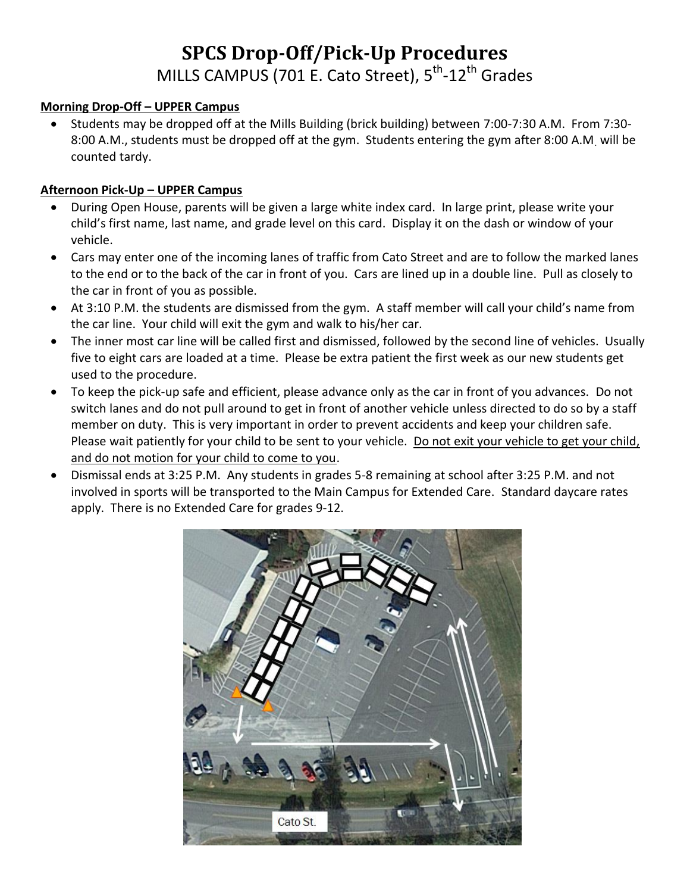# SPCS Drop-Off/Pick-Up Procedures

MILLS CAMPUS (701 E. Cato Street), 5th-12th Grades

**<u>Morning Drop-Off – UPPER Campus</u>**

- Students may be dropped off at the Mills Building (brick building) between 7:00-7:30 A.M. From 7:30-8:00 A.M., students must be dropped off at the gym. Students entering the gym after 8:00 A.M. will be counted tardy.

**<u>Afternoon Pick-Up – UPPER Campus</u>**

- During Open House, parents will be given a large white index card. In large print, please write your child's first name, last name, and grade level on this card. Display it on the dash or window of your vehicle.
- Cars may enter one of the incoming lanes of traffic from Cato Street and are to follow the marked lanes to the end or to the back of the car in front of you. Cars are lined up in a double line. Pull as closely to the car in front of you as possible.
- At 3:10 P.M. the students are dismissed from the gym. A staff member will call your child's name from the car line. Your child will exit the gym and walk to his/her car.
- The inner most car line will be called first and dismissed, followed by the second line of vehicles. Usually five to eight cars are loaded at a time. Please be extra patient the first week as our new students get used to the procedure.
- To keep the pick-up safe and efficient, please advance only as the car in front of you advances. Do not switch lanes and do not pull around to get in front of another vehicle unless directed to do so by a staff member on duty. This is very important in order to prevent accidents and keep your children safe. Please wait patiently for your child to be sent to your vehicle. <u>Do not exit your vehicle to get your child, and do not motion for your child to come to you</u>.
- Dismissal ends at 3:25 P.M. Any students in grades 5-8 remaining at school after 3:25 P.M. and not involved in sports will be transported to the Main Campus for Extended Care. Standard daycare rates apply. There is no Extended Care for grades 9-12.

Cato St.